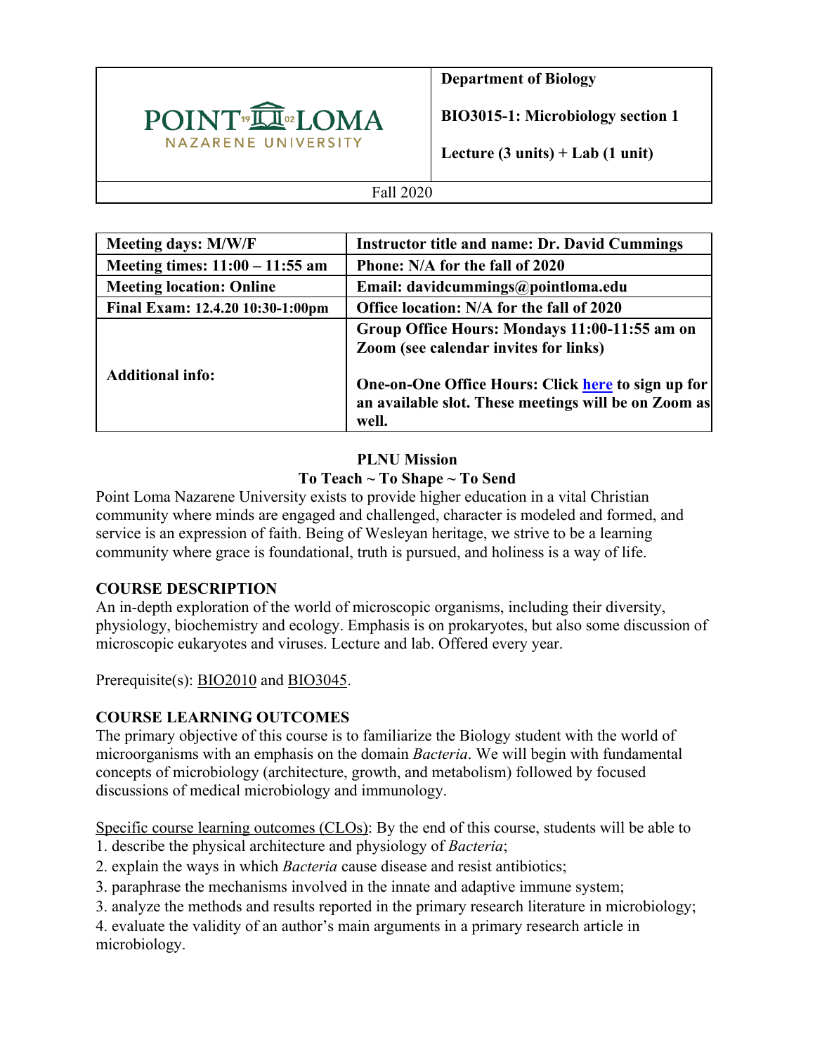| POINT LOMA NAZARENE UNIVERSITY | **Department of Biology**<br><br>**BIO3015-1: Microbiology section 1**<br><br>**Lecture (3 units) + Lab (1 unit)** |
|---|---|
| Fall 2020 | |

| **Meeting days: M/W/F** | **Instructor title and name: Dr. David Cummings** |
|---|---|
| **Meeting times: 11:00 – 11:55 am** | **Phone: N/A for the fall of 2020** |
| **Meeting location: Online** | **Email: davidcummings@pointloma.edu** |
| **Final Exam: 12.4.20 10:30-1:00pm** | **Office location: N/A for the fall of 2020** |
| **Additional info:** | **Group Office Hours: Mondays 11:00-11:55 am on Zoom (see calendar invites for links)**<br><br>**One-on-One Office Hours: Click here to sign up for an available slot. These meetings will be on Zoom as well.** |

**PLNU Mission**

**To Teach ~ To Shape ~ To Send**

Point Loma Nazarene University exists to provide higher education in a vital Christian community where minds are engaged and challenged, character is modeled and formed, and service is an expression of faith. Being of Wesleyan heritage, we strive to be a learning community where grace is foundational, truth is pursued, and holiness is a way of life.

## COURSE DESCRIPTION

An in-depth exploration of the world of microscopic organisms, including their diversity, physiology, biochemistry and ecology. Emphasis is on prokaryotes, but also some discussion of microscopic eukaryotes and viruses. Lecture and lab. Offered every year.

Prerequisite(s): BIO2010 and BIO3045.

## COURSE LEARNING OUTCOMES

The primary objective of this course is to familiarize the Biology student with the world of microorganisms with an emphasis on the domain *Bacteria*. We will begin with fundamental concepts of microbiology (architecture, growth, and metabolism) followed by focused discussions of medical microbiology and immunology.

Specific course learning outcomes (CLOs): By the end of this course, students will be able to

1. describe the physical architecture and physiology of *Bacteria*;
2. explain the ways in which *Bacteria* cause disease and resist antibiotics;
3. paraphrase the mechanisms involved in the innate and adaptive immune system;
3. analyze the methods and results reported in the primary research literature in microbiology;
4. evaluate the validity of an author's main arguments in a primary research article in microbiology.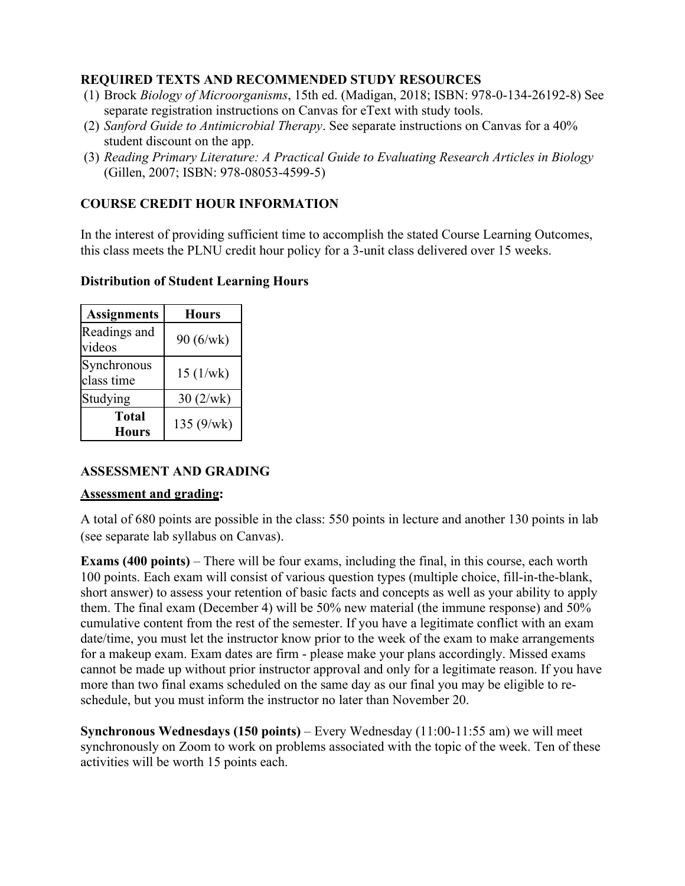### REQUIRED TEXTS AND RECOMMENDED STUDY RESOURCES

(1) Brock *Biology of Microorganisms*, 15th ed. (Madigan, 2018; ISBN: 978-0-134-26192-8) See separate registration instructions on Canvas for eText with study tools.
(2) *Sanford Guide to Antimicrobial Therapy*. See separate instructions on Canvas for a 40% student discount on the app.
(3) *Reading Primary Literature: A Practical Guide to Evaluating Research Articles in Biology* (Gillen, 2007; ISBN: 978-08053-4599-5)

### COURSE CREDIT HOUR INFORMATION

In the interest of providing sufficient time to accomplish the stated Course Learning Outcomes, this class meets the PLNU credit hour policy for a 3-unit class delivered over 15 weeks.

**Distribution of Student Learning Hours**

| Assignments | Hours |
|---|---|
| Readings and videos | 90 (6/wk) |
| Synchronous class time | 15 (1/wk) |
| Studying | 30 (2/wk) |
| **Total Hours** | 135 (9/wk) |

### ASSESSMENT AND GRADING

**Assessment and grading:**

A total of 680 points are possible in the class: 550 points in lecture and another 130 points in lab (see separate lab syllabus on Canvas).

**Exams (400 points)** – There will be four exams, including the final, in this course, each worth 100 points. Each exam will consist of various question types (multiple choice, fill-in-the-blank, short answer) to assess your retention of basic facts and concepts as well as your ability to apply them. The final exam (December 4) will be 50% new material (the immune response) and 50% cumulative content from the rest of the semester. If you have a legitimate conflict with an exam date/time, you must let the instructor know prior to the week of the exam to make arrangements for a makeup exam. Exam dates are firm - please make your plans accordingly. Missed exams cannot be made up without prior instructor approval and only for a legitimate reason. If you have more than two final exams scheduled on the same day as our final you may be eligible to re-schedule, but you must inform the instructor no later than November 20.

**Synchronous Wednesdays (150 points)** – Every Wednesday (11:00-11:55 am) we will meet synchronously on Zoom to work on problems associated with the topic of the week. Ten of these activities will be worth 15 points each.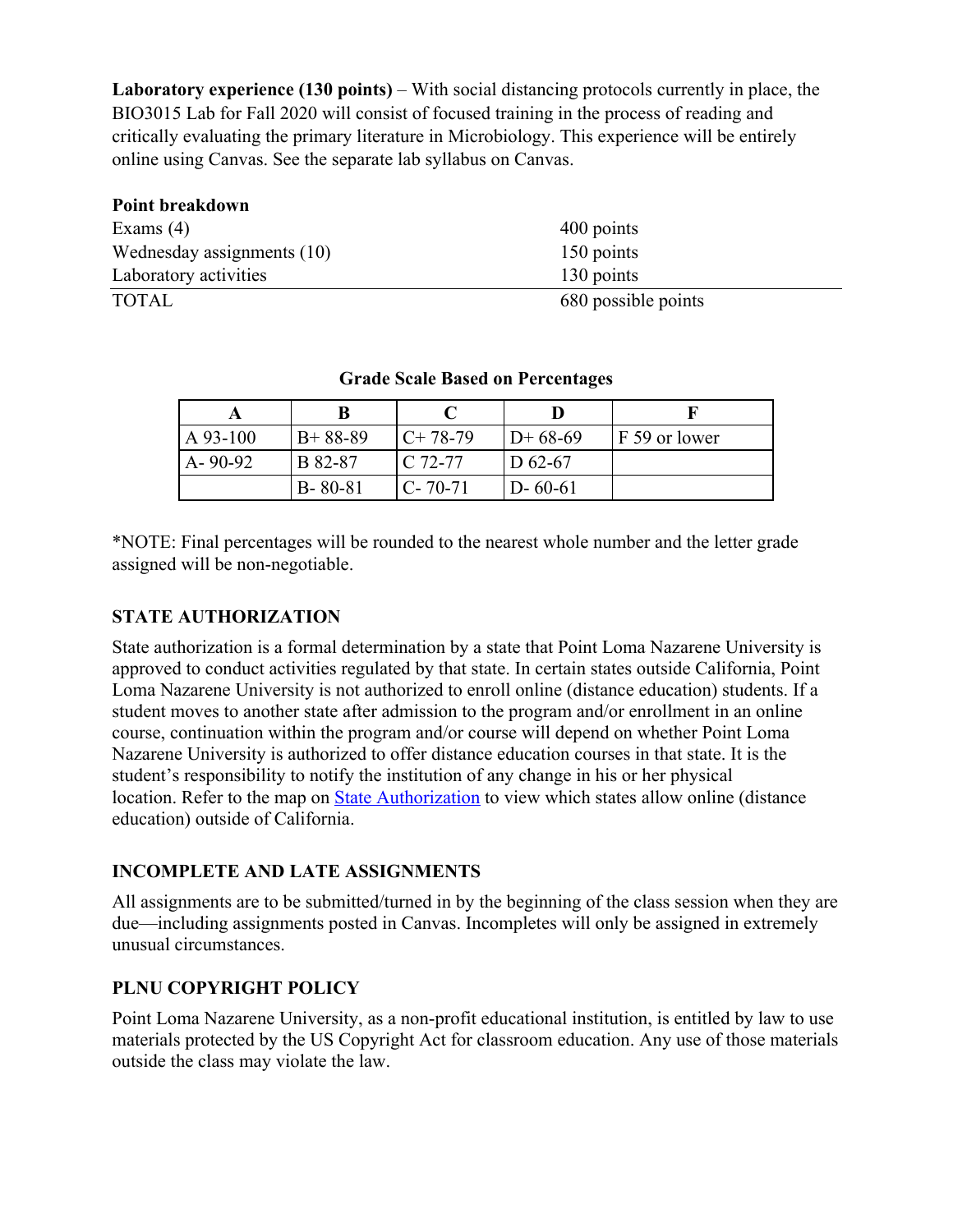**Laboratory experience (130 points)** – With social distancing protocols currently in place, the BIO3015 Lab for Fall 2020 will consist of focused training in the process of reading and critically evaluating the primary literature in Microbiology. This experience will be entirely online using Canvas. See the separate lab syllabus on Canvas.

**Point breakdown**

| | |
|---|---|
| Exams (4) | 400 points |
| Wednesday assignments (10) | 150 points |
| Laboratory activities | 130 points |
| TOTAL | 680 possible points |

**Grade Scale Based on Percentages**

| A | B | C | D | F |
|---|---|---|---|---|
| A 93-100 | B+ 88-89 | C+ 78-79 | D+ 68-69 | F 59 or lower |
| A- 90-92 | B 82-87 | C 72-77 | D 62-67 | |
| | B- 80-81 | C- 70-71 | D- 60-61 | |

*NOTE: Final percentages will be rounded to the nearest whole number and the letter grade assigned will be non-negotiable.

## STATE AUTHORIZATION

State authorization is a formal determination by a state that Point Loma Nazarene University is approved to conduct activities regulated by that state. In certain states outside California, Point Loma Nazarene University is not authorized to enroll online (distance education) students. If a student moves to another state after admission to the program and/or enrollment in an online course, continuation within the program and/or course will depend on whether Point Loma Nazarene University is authorized to offer distance education courses in that state. It is the student's responsibility to notify the institution of any change in his or her physical location. Refer to the map on State Authorization to view which states allow online (distance education) outside of California.

## INCOMPLETE AND LATE ASSIGNMENTS

All assignments are to be submitted/turned in by the beginning of the class session when they are due—including assignments posted in Canvas. Incompletes will only be assigned in extremely unusual circumstances.

## PLNU COPYRIGHT POLICY

Point Loma Nazarene University, as a non-profit educational institution, is entitled by law to use materials protected by the US Copyright Act for classroom education. Any use of those materials outside the class may violate the law.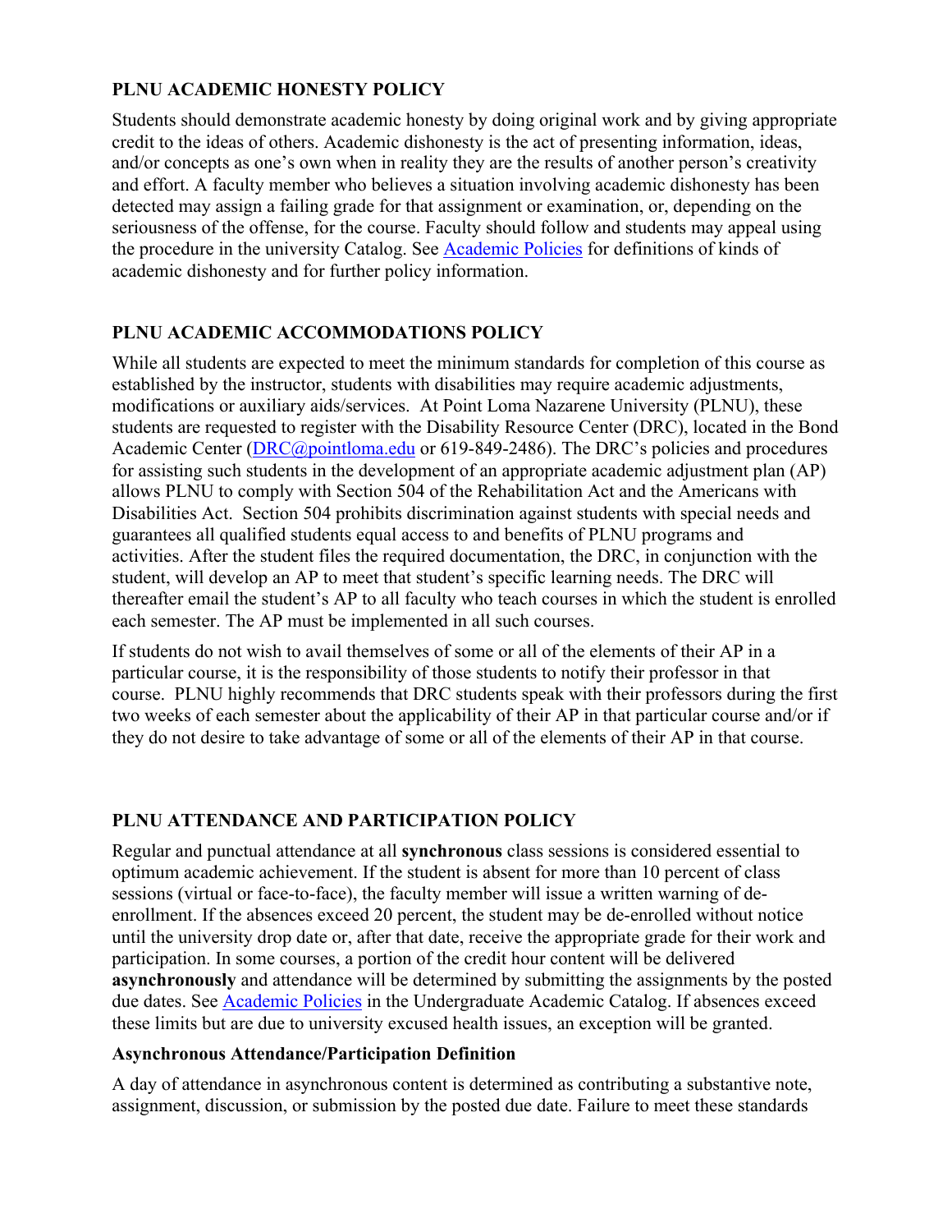## PLNU ACADEMIC HONESTY POLICY

Students should demonstrate academic honesty by doing original work and by giving appropriate credit to the ideas of others. Academic dishonesty is the act of presenting information, ideas, and/or concepts as one's own when in reality they are the results of another person's creativity and effort. A faculty member who believes a situation involving academic dishonesty has been detected may assign a failing grade for that assignment or examination, or, depending on the seriousness of the offense, for the course. Faculty should follow and students may appeal using the procedure in the university Catalog. See [Academic Policies] for definitions of kinds of academic dishonesty and for further policy information.

## PLNU ACADEMIC ACCOMMODATIONS POLICY

While all students are expected to meet the minimum standards for completion of this course as established by the instructor, students with disabilities may require academic adjustments, modifications or auxiliary aids/services. At Point Loma Nazarene University (PLNU), these students are requested to register with the Disability Resource Center (DRC), located in the Bond Academic Center (DRC@pointloma.edu or 619-849-2486). The DRC's policies and procedures for assisting such students in the development of an appropriate academic adjustment plan (AP) allows PLNU to comply with Section 504 of the Rehabilitation Act and the Americans with Disabilities Act. Section 504 prohibits discrimination against students with special needs and guarantees all qualified students equal access to and benefits of PLNU programs and activities. After the student files the required documentation, the DRC, in conjunction with the student, will develop an AP to meet that student's specific learning needs. The DRC will thereafter email the student's AP to all faculty who teach courses in which the student is enrolled each semester. The AP must be implemented in all such courses.

If students do not wish to avail themselves of some or all of the elements of their AP in a particular course, it is the responsibility of those students to notify their professor in that course. PLNU highly recommends that DRC students speak with their professors during the first two weeks of each semester about the applicability of their AP in that particular course and/or if they do not desire to take advantage of some or all of the elements of their AP in that course.

## PLNU ATTENDANCE AND PARTICIPATION POLICY

Regular and punctual attendance at all **synchronous** class sessions is considered essential to optimum academic achievement. If the student is absent for more than 10 percent of class sessions (virtual or face-to-face), the faculty member will issue a written warning of de-enrollment. If the absences exceed 20 percent, the student may be de-enrolled without notice until the university drop date or, after that date, receive the appropriate grade for their work and participation. In some courses, a portion of the credit hour content will be delivered **asynchronously** and attendance will be determined by submitting the assignments by the posted due dates. See [Academic Policies] in the Undergraduate Academic Catalog. If absences exceed these limits but are due to university excused health issues, an exception will be granted.

### Asynchronous Attendance/Participation Definition

A day of attendance in asynchronous content is determined as contributing a substantive note, assignment, discussion, or submission by the posted due date. Failure to meet these standards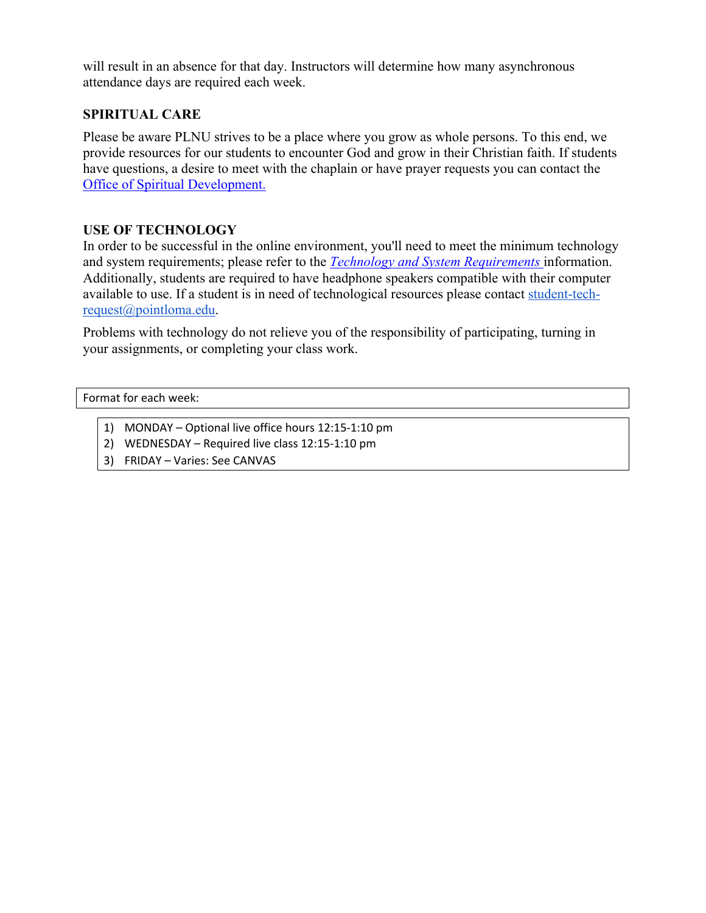will result in an absence for that day. Instructors will determine how many asynchronous attendance days are required each week.

## SPIRITUAL CARE

Please be aware PLNU strives to be a place where you grow as whole persons. To this end, we provide resources for our students to encounter God and grow in their Christian faith. If students have questions, a desire to meet with the chaplain or have prayer requests you can contact the Office of Spiritual Development.

## USE OF TECHNOLOGY

In order to be successful in the online environment, you'll need to meet the minimum technology and system requirements; please refer to the *Technology and System Requirements* information. Additionally, students are required to have headphone speakers compatible with their computer available to use. If a student is in need of technological resources please contact student-tech-request@pointloma.edu.

Problems with technology do not relieve you of the responsibility of participating, turning in your assignments, or completing your class work.

Format for each week:

1) MONDAY – Optional live office hours 12:15-1:10 pm
2) WEDNESDAY – Required live class 12:15-1:10 pm
3) FRIDAY – Varies: See CANVAS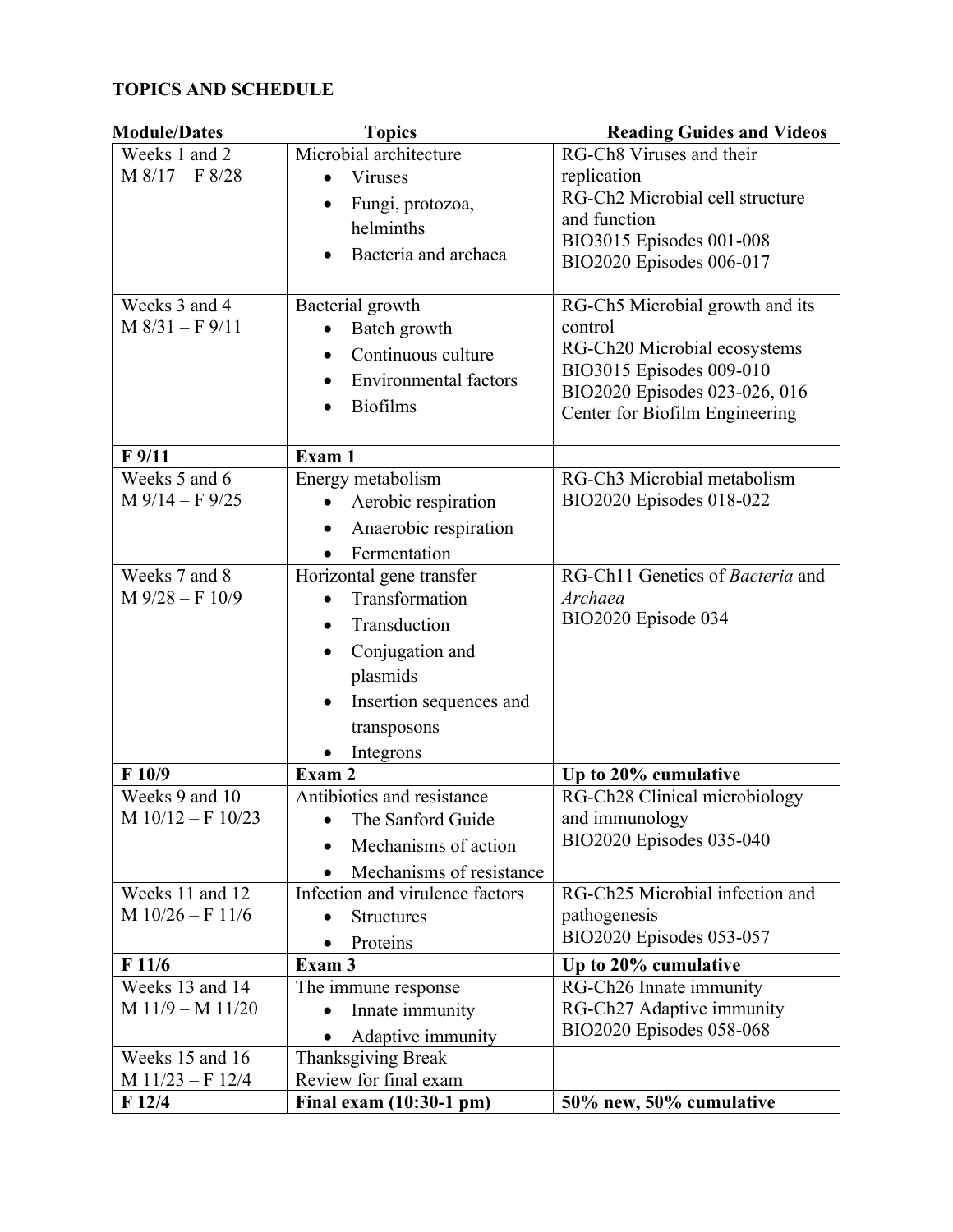**TOPICS AND SCHEDULE**

| Module/Dates | Topics | Reading Guides and Videos |
|---|---|---|
| Weeks 1 and 2<br>M 8/17 – F 8/28 | Microbial architecture<br>• Viruses<br>• Fungi, protozoa, helminths<br>• Bacteria and archaea | RG-Ch8 Viruses and their replication<br>RG-Ch2 Microbial cell structure and function<br>BIO3015 Episodes 001-008<br>BIO2020 Episodes 006-017 |
| Weeks 3 and 4<br>M 8/31 – F 9/11 | Bacterial growth<br>• Batch growth<br>• Continuous culture<br>• Environmental factors<br>• Biofilms | RG-Ch5 Microbial growth and its control<br>RG-Ch20 Microbial ecosystems<br>BIO3015 Episodes 009-010<br>BIO2020 Episodes 023-026, 016<br>Center for Biofilm Engineering |
| **F 9/11** | **Exam 1** | |
| Weeks 5 and 6<br>M 9/14 – F 9/25 | Energy metabolism<br>• Aerobic respiration<br>• Anaerobic respiration<br>• Fermentation | RG-Ch3 Microbial metabolism<br>BIO2020 Episodes 018-022 |
| Weeks 7 and 8<br>M 9/28 – F 10/9 | Horizontal gene transfer<br>• Transformation<br>• Transduction<br>• Conjugation and plasmids<br>• Insertion sequences and transposons<br>• Integrons | RG-Ch11 Genetics of *Bacteria* and *Archaea*<br>BIO2020 Episode 034 |
| **F 10/9** | **Exam 2** | **Up to 20% cumulative** |
| Weeks 9 and 10<br>M 10/12 – F 10/23 | Antibiotics and resistance<br>• The Sanford Guide<br>• Mechanisms of action<br>• Mechanisms of resistance | RG-Ch28 Clinical microbiology and immunology<br>BIO2020 Episodes 035-040 |
| Weeks 11 and 12<br>M 10/26 – F 11/6 | Infection and virulence factors<br>• Structures<br>• Proteins | RG-Ch25 Microbial infection and pathogenesis<br>BIO2020 Episodes 053-057 |
| **F 11/6** | **Exam 3** | **Up to 20% cumulative** |
| Weeks 13 and 14<br>M 11/9 – M 11/20 | The immune response<br>• Innate immunity<br>• Adaptive immunity | RG-Ch26 Innate immunity<br>RG-Ch27 Adaptive immunity<br>BIO2020 Episodes 058-068 |
| Weeks 15 and 16<br>M 11/23 – F 12/4 | Thanksgiving Break<br>Review for final exam | |
| **F 12/4** | **Final exam (10:30-1 pm)** | **50% new, 50% cumulative** |